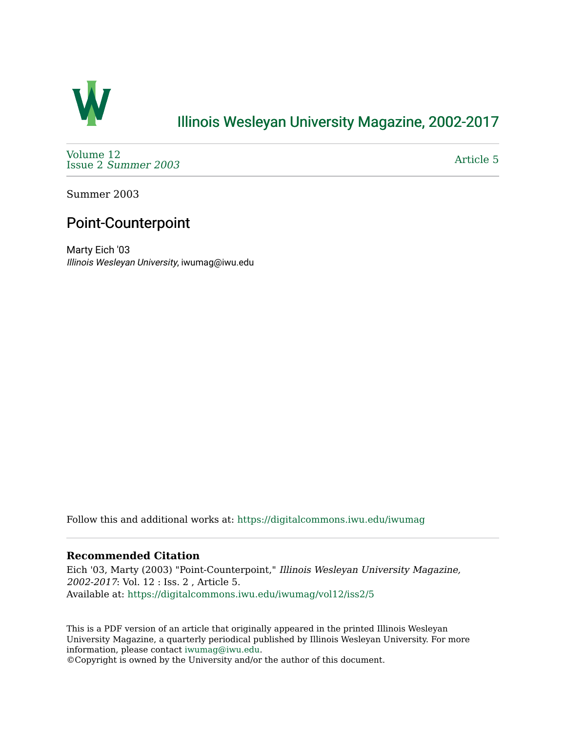# Illinois Wesleyan University Magazine, 2002-2017

Volume 12
Issue 2 *Summer 2003*

Article 5

Summer 2003

## Point-Counterpoint

Marty Eich '03
*Illinois Wesleyan University*, iwumag@iwu.edu

Follow this and additional works at: https://digitalcommons.iwu.edu/iwumag

### Recommended Citation

Eich '03, Marty (2003) "Point-Counterpoint," *Illinois Wesleyan University Magazine, 2002-2017*: Vol. 12 : Iss. 2 , Article 5.
Available at: https://digitalcommons.iwu.edu/iwumag/vol12/iss2/5

This is a PDF version of an article that originally appeared in the printed Illinois Wesleyan University Magazine, a quarterly periodical published by Illinois Wesleyan University. For more information, please contact iwumag@iwu.edu.
©Copyright is owned by the University and/or the author of this document.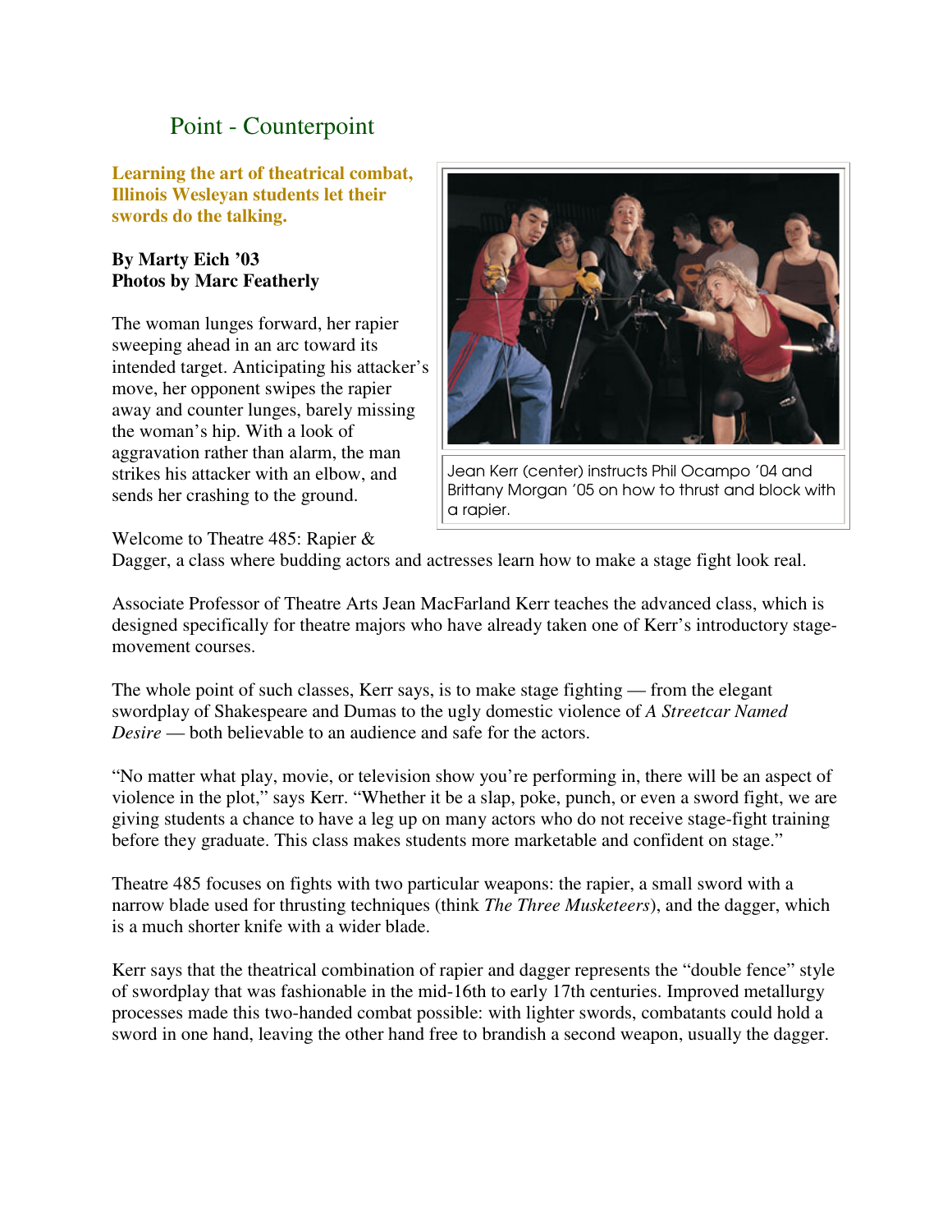## Point - Counterpoint

**Learning the art of theatrical combat, Illinois Wesleyan students let their swords do the talking.**

**By Marty Eich '03**
**Photos by Marc Featherly**

The woman lunges forward, her rapier sweeping ahead in an arc toward its intended target. Anticipating his attacker's move, her opponent swipes the rapier away and counter lunges, barely missing the woman's hip. With a look of aggravation rather than alarm, the man strikes his attacker with an elbow, and sends her crashing to the ground.

Jean Kerr (center) instructs Phil Ocampo '04 and Brittany Morgan '05 on how to thrust and block with a rapier.

Welcome to Theatre 485: Rapier & Dagger, a class where budding actors and actresses learn how to make a stage fight look real.

Associate Professor of Theatre Arts Jean MacFarland Kerr teaches the advanced class, which is designed specifically for theatre majors who have already taken one of Kerr's introductory stage-movement courses.

The whole point of such classes, Kerr says, is to make stage fighting — from the elegant swordplay of Shakespeare and Dumas to the ugly domestic violence of *A Streetcar Named Desire* — both believable to an audience and safe for the actors.

"No matter what play, movie, or television show you're performing in, there will be an aspect of violence in the plot," says Kerr. "Whether it be a slap, poke, punch, or even a sword fight, we are giving students a chance to have a leg up on many actors who do not receive stage-fight training before they graduate. This class makes students more marketable and confident on stage."

Theatre 485 focuses on fights with two particular weapons: the rapier, a small sword with a narrow blade used for thrusting techniques (think *The Three Musketeers*), and the dagger, which is a much shorter knife with a wider blade.

Kerr says that the theatrical combination of rapier and dagger represents the "double fence" style of swordplay that was fashionable in the mid-16th to early 17th centuries. Improved metallurgy processes made this two-handed combat possible: with lighter swords, combatants could hold a sword in one hand, leaving the other hand free to brandish a second weapon, usually the dagger.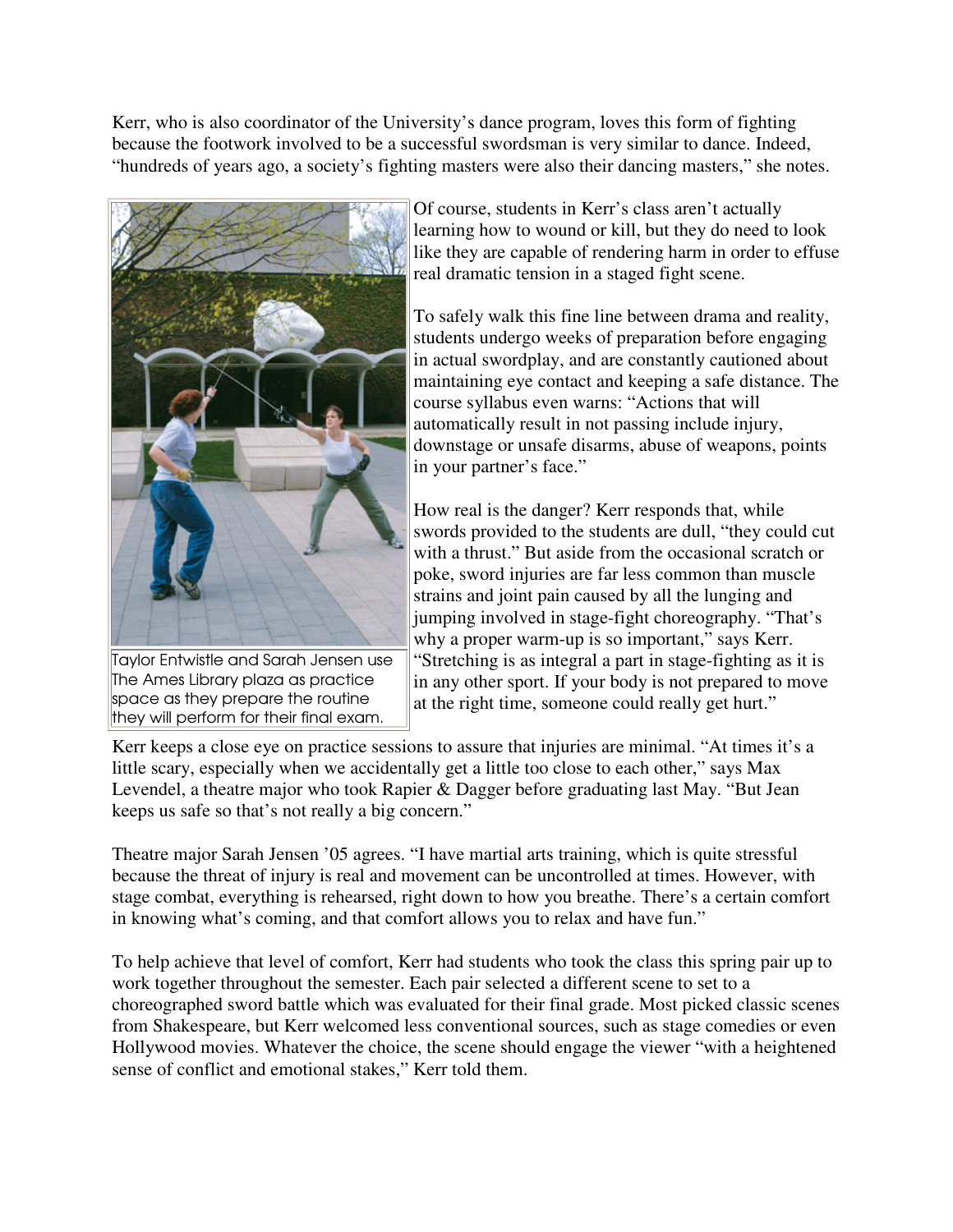Kerr, who is also coordinator of the University's dance program, loves this form of fighting because the footwork involved to be a successful swordsman is very similar to dance. Indeed, "hundreds of years ago, a society's fighting masters were also their dancing masters," she notes.

Taylor Entwistle and Sarah Jensen use The Ames Library plaza as practice space as they prepare the routine they will perform for their final exam.

Of course, students in Kerr's class aren't actually learning how to wound or kill, but they do need to look like they are capable of rendering harm in order to effuse real dramatic tension in a staged fight scene.

To safely walk this fine line between drama and reality, students undergo weeks of preparation before engaging in actual swordplay, and are constantly cautioned about maintaining eye contact and keeping a safe distance. The course syllabus even warns: "Actions that will automatically result in not passing include injury, downstage or unsafe disarms, abuse of weapons, points in your partner's face."

How real is the danger? Kerr responds that, while swords provided to the students are dull, "they could cut with a thrust." But aside from the occasional scratch or poke, sword injuries are far less common than muscle strains and joint pain caused by all the lunging and jumping involved in stage-fight choreography. "That's why a proper warm-up is so important," says Kerr. "Stretching is as integral a part in stage-fighting as it is in any other sport. If your body is not prepared to move at the right time, someone could really get hurt."

Kerr keeps a close eye on practice sessions to assure that injuries are minimal. "At times it's a little scary, especially when we accidentally get a little too close to each other," says Max Levendel, a theatre major who took Rapier & Dagger before graduating last May. "But Jean keeps us safe so that's not really a big concern."

Theatre major Sarah Jensen '05 agrees. "I have martial arts training, which is quite stressful because the threat of injury is real and movement can be uncontrolled at times. However, with stage combat, everything is rehearsed, right down to how you breathe. There's a certain comfort in knowing what's coming, and that comfort allows you to relax and have fun."

To help achieve that level of comfort, Kerr had students who took the class this spring pair up to work together throughout the semester. Each pair selected a different scene to set to a choreographed sword battle which was evaluated for their final grade. Most picked classic scenes from Shakespeare, but Kerr welcomed less conventional sources, such as stage comedies or even Hollywood movies. Whatever the choice, the scene should engage the viewer "with a heightened sense of conflict and emotional stakes," Kerr told them.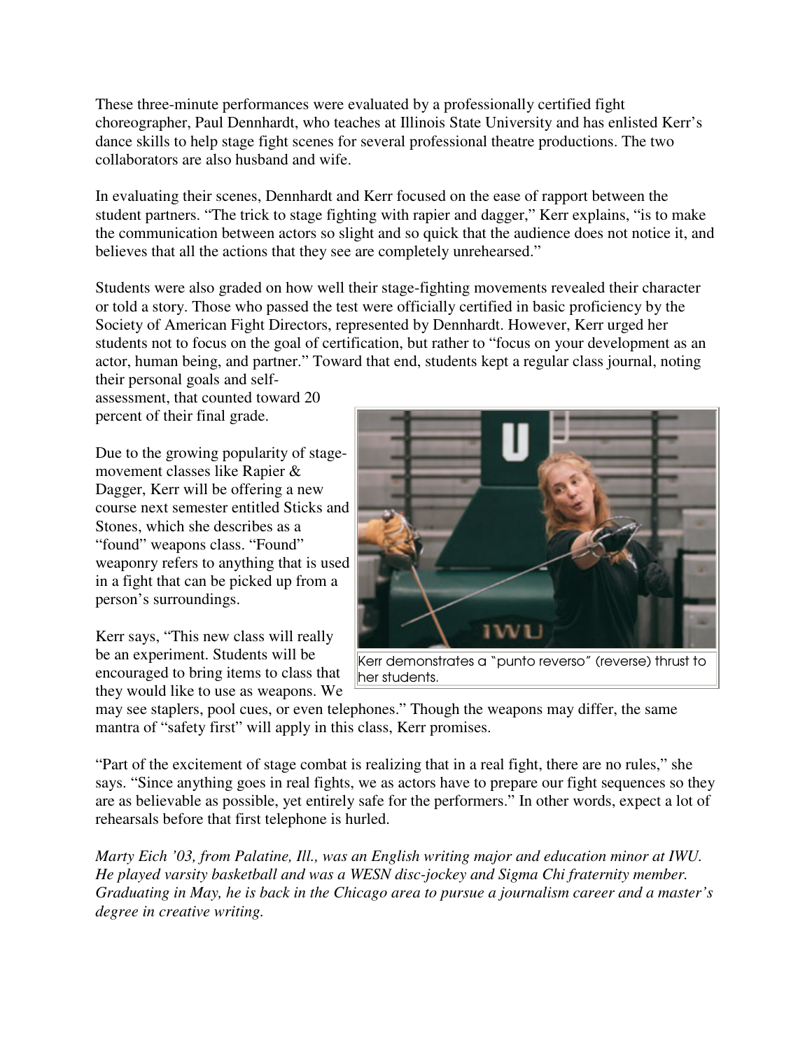These three-minute performances were evaluated by a professionally certified fight choreographer, Paul Dennhardt, who teaches at Illinois State University and has enlisted Kerr's dance skills to help stage fight scenes for several professional theatre productions. The two collaborators are also husband and wife.

In evaluating their scenes, Dennhardt and Kerr focused on the ease of rapport between the student partners. "The trick to stage fighting with rapier and dagger," Kerr explains, "is to make the communication between actors so slight and so quick that the audience does not notice it, and believes that all the actions that they see are completely unrehearsed."

Students were also graded on how well their stage-fighting movements revealed their character or told a story. Those who passed the test were officially certified in basic proficiency by the Society of American Fight Directors, represented by Dennhardt. However, Kerr urged her students not to focus on the goal of certification, but rather to "focus on your development as an actor, human being, and partner." Toward that end, students kept a regular class journal, noting their personal goals and self-assessment, that counted toward 20 percent of their final grade.

Due to the growing popularity of stage-movement classes like Rapier & Dagger, Kerr will be offering a new course next semester entitled Sticks and Stones, which she describes as a "found" weapons class. "Found" weaponry refers to anything that is used in a fight that can be picked up from a person's surroundings.

Kerr demonstrates a "punto reverso" (reverse) thrust to her students.

Kerr says, "This new class will really be an experiment. Students will be encouraged to bring items to class that they would like to use as weapons. We may see staplers, pool cues, or even telephones." Though the weapons may differ, the same mantra of "safety first" will apply in this class, Kerr promises.

"Part of the excitement of stage combat is realizing that in a real fight, there are no rules," she says. "Since anything goes in real fights, we as actors have to prepare our fight sequences so they are as believable as possible, yet entirely safe for the performers." In other words, expect a lot of rehearsals before that first telephone is hurled.

*Marty Eich '03, from Palatine, Ill., was an English writing major and education minor at IWU. He played varsity basketball and was a WESN disc-jockey and Sigma Chi fraternity member. Graduating in May, he is back in the Chicago area to pursue a journalism career and a master's degree in creative writing.*